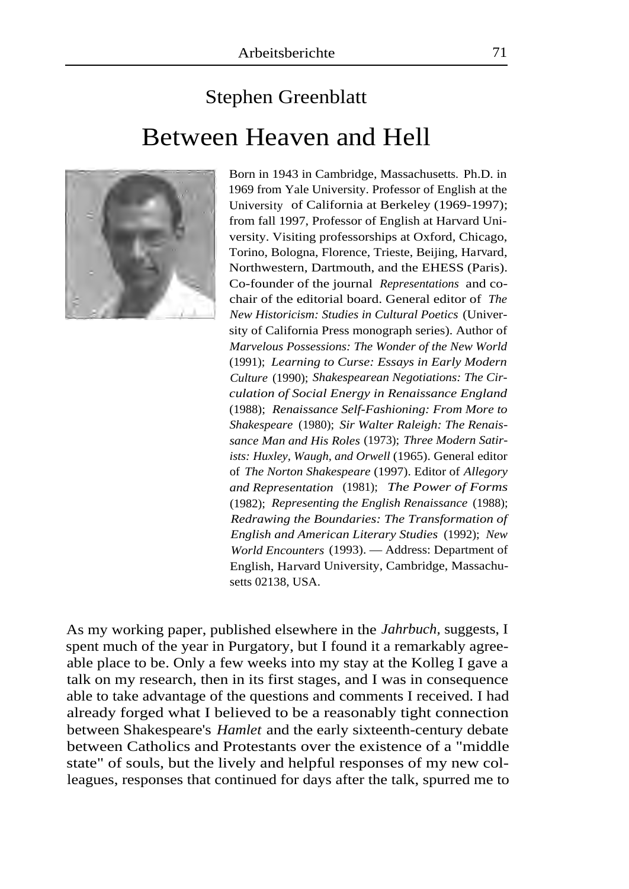## Stephen Greenblatt

# Between Heaven and Hell

Born in 1943 in Cambridge, Massachusetts. Ph.D. in 1969 from Yale University. Professor of English at the University of California at Berkeley (1969-1997); from fall 1997, Professor of English at Harvard University. Visiting professorships at Oxford, Chicago, Torino, Bologna, Florence, Trieste, Beijing, Harvard, Northwestern, Dartmouth, and the EHESS (Paris). Co-founder of the journal *Representations* and co-chair of the editorial board. General editor of *The New Historicism: Studies in Cultural Poetics* (University of California Press monograph series). Author of *Marvelous Possessions: The Wonder of the New World* (1991); *Learning to Curse: Essays in Early Modern Culture* (1990); *Shakespearean Negotiations: The Circulation of Social Energy in Renaissance England* (1988); *Renaissance Self-Fashioning: From More to Shakespeare* (1980); *Sir Walter Raleigh: The Renaissance Man and His Roles* (1973); *Three Modern Satirists: Huxley, Waugh, and Orwell* (1965). General editor of *The Norton Shakespeare* (1997). Editor of *Allegory and Representation* (1981); *The Power of Forms* (1982); *Representing the English Renaissance* (1988); *Redrawing the Boundaries: The Transformation of English and American Literary Studies* (1992); *New World Encounters* (1993). — Address: Department of English, Harvard University, Cambridge, Massachusetts 02138, USA.

As my working paper, published elsewhere in the *Jahrbuch*, suggests, I spent much of the year in Purgatory, but I found it a remarkably agreeable place to be. Only a few weeks into my stay at the Kolleg I gave a talk on my research, then in its first stages, and I was in consequence able to take advantage of the questions and comments I received. I had already forged what I believed to be a reasonably tight connection between Shakespeare's *Hamlet* and the early sixteenth-century debate between Catholics and Protestants over the existence of a "middle state" of souls, but the lively and helpful responses of my new colleagues, responses that continued for days after the talk, spurred me to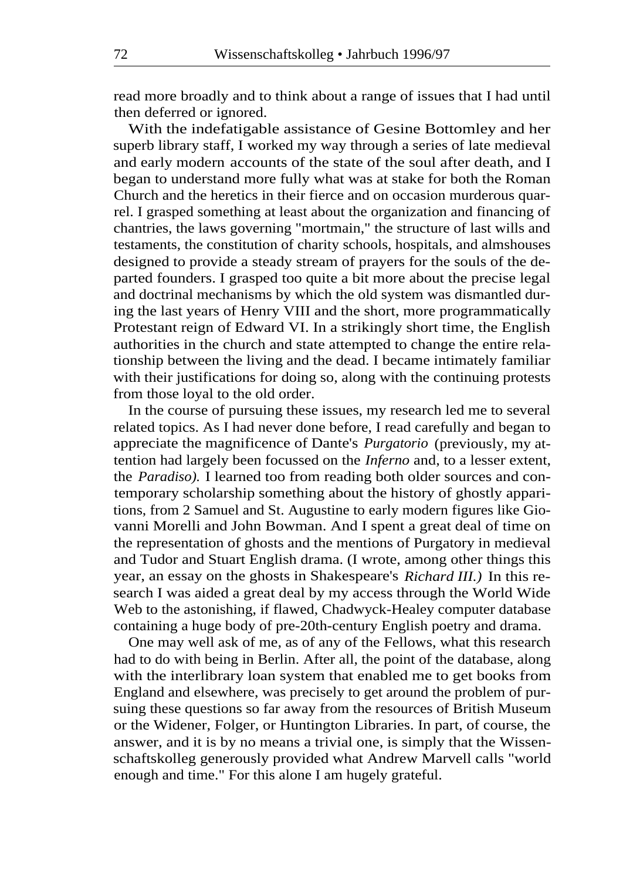read more broadly and to think about a range of issues that I had until then deferred or ignored.

With the indefatigable assistance of Gesine Bottomley and her superb library staff, I worked my way through a series of late medieval and early modern accounts of the state of the soul after death, and I began to understand more fully what was at stake for both the Roman Church and the heretics in their fierce and on occasion murderous quarrel. I grasped something at least about the organization and financing of chantries, the laws governing "mortmain," the structure of last wills and testaments, the constitution of charity schools, hospitals, and almshouses designed to provide a steady stream of prayers for the souls of the departed founders. I grasped too quite a bit more about the precise legal and doctrinal mechanisms by which the old system was dismantled during the last years of Henry VIII and the short, more programmatically Protestant reign of Edward VI. In a strikingly short time, the English authorities in the church and state attempted to change the entire relationship between the living and the dead. I became intimately familiar with their justifications for doing so, along with the continuing protests from those loyal to the old order.

In the course of pursuing these issues, my research led me to several related topics. As I had never done before, I read carefully and began to appreciate the magnificence of Dante's *Purgatorio* (previously, my attention had largely been focussed on the *Inferno* and, to a lesser extent, the *Paradiso).* I learned too from reading both older sources and contemporary scholarship something about the history of ghostly apparitions, from 2 Samuel and St. Augustine to early modern figures like Giovanni Morelli and John Bowman. And I spent a great deal of time on the representation of ghosts and the mentions of Purgatory in medieval and Tudor and Stuart English drama. (I wrote, among other things this year, an essay on the ghosts in Shakespeare's *Richard III.)* In this research I was aided a great deal by my access through the World Wide Web to the astonishing, if flawed, Chadwyck-Healey computer database containing a huge body of pre-20th-century English poetry and drama.

One may well ask of me, as of any of the Fellows, what this research had to do with being in Berlin. After all, the point of the database, along with the interlibrary loan system that enabled me to get books from England and elsewhere, was precisely to get around the problem of pursuing these questions so far away from the resources of British Museum or the Widener, Folger, or Huntington Libraries. In part, of course, the answer, and it is by no means a trivial one, is simply that the Wissenschaftskolleg generously provided what Andrew Marvell calls "world enough and time." For this alone I am hugely grateful.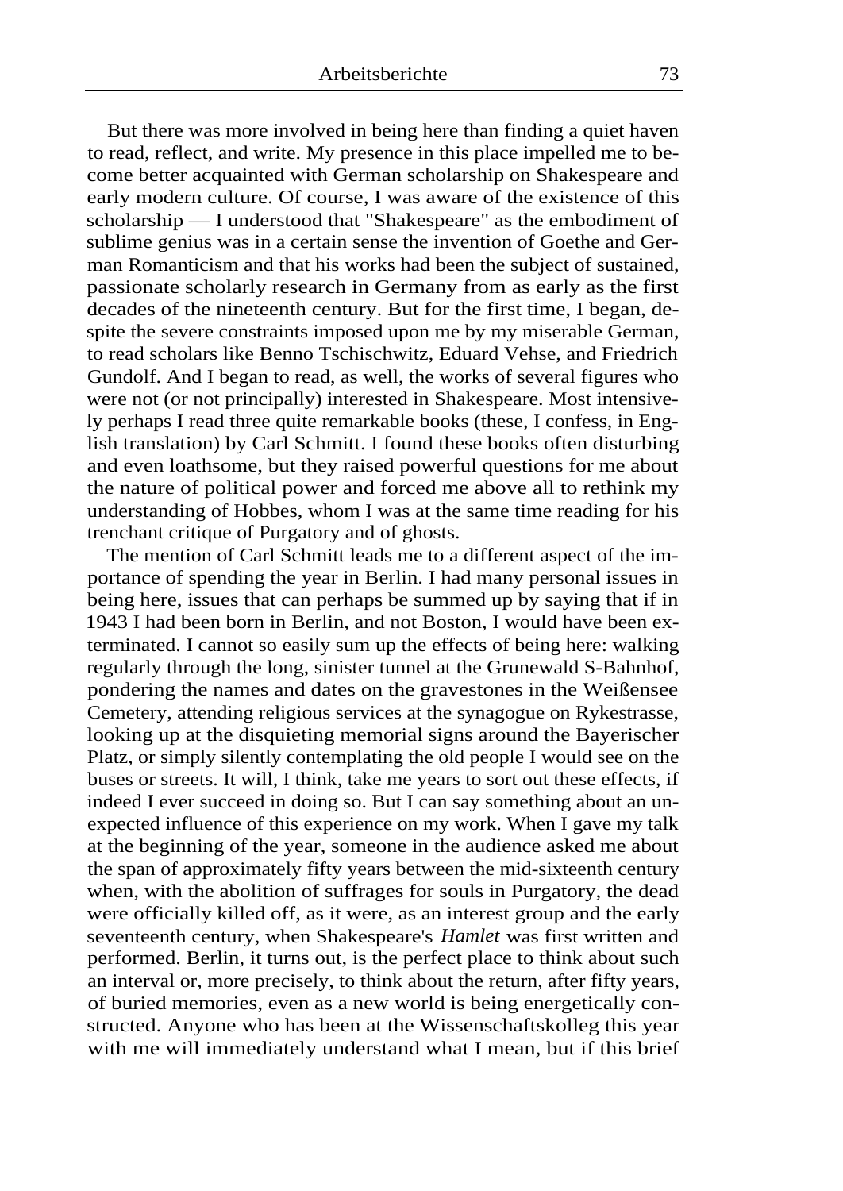But there was more involved in being here than finding a quiet haven to read, reflect, and write. My presence in this place impelled me to become better acquainted with German scholarship on Shakespeare and early modern culture. Of course, I was aware of the existence of this scholarship — I understood that "Shakespeare" as the embodiment of sublime genius was in a certain sense the invention of Goethe and German Romanticism and that his works had been the subject of sustained, passionate scholarly research in Germany from as early as the first decades of the nineteenth century. But for the first time, I began, despite the severe constraints imposed upon me by my miserable German, to read scholars like Benno Tschischwitz, Eduard Vehse, and Friedrich Gundolf. And I began to read, as well, the works of several figures who were not (or not principally) interested in Shakespeare. Most intensively perhaps I read three quite remarkable books (these, I confess, in English translation) by Carl Schmitt. I found these books often disturbing and even loathsome, but they raised powerful questions for me about the nature of political power and forced me above all to rethink my understanding of Hobbes, whom I was at the same time reading for his trenchant critique of Purgatory and of ghosts.

The mention of Carl Schmitt leads me to a different aspect of the importance of spending the year in Berlin. I had many personal issues in being here, issues that can perhaps be summed up by saying that if in 1943 I had been born in Berlin, and not Boston, I would have been exterminated. I cannot so easily sum up the effects of being here: walking regularly through the long, sinister tunnel at the Grunewald S-Bahnhof, pondering the names and dates on the gravestones in the Weißensee Cemetery, attending religious services at the synagogue on Rykestrasse, looking up at the disquieting memorial signs around the Bayerischer Platz, or simply silently contemplating the old people I would see on the buses or streets. It will, I think, take me years to sort out these effects, if indeed I ever succeed in doing so. But I can say something about an unexpected influence of this experience on my work. When I gave my talk at the beginning of the year, someone in the audience asked me about the span of approximately fifty years between the mid-sixteenth century when, with the abolition of suffrages for souls in Purgatory, the dead were officially killed off, as it were, as an interest group and the early seventeenth century, when Shakespeare's *Hamlet* was first written and performed. Berlin, it turns out, is the perfect place to think about such an interval or, more precisely, to think about the return, after fifty years, of buried memories, even as a new world is being energetically constructed. Anyone who has been at the Wissenschaftskolleg this year with me will immediately understand what I mean, but if this brief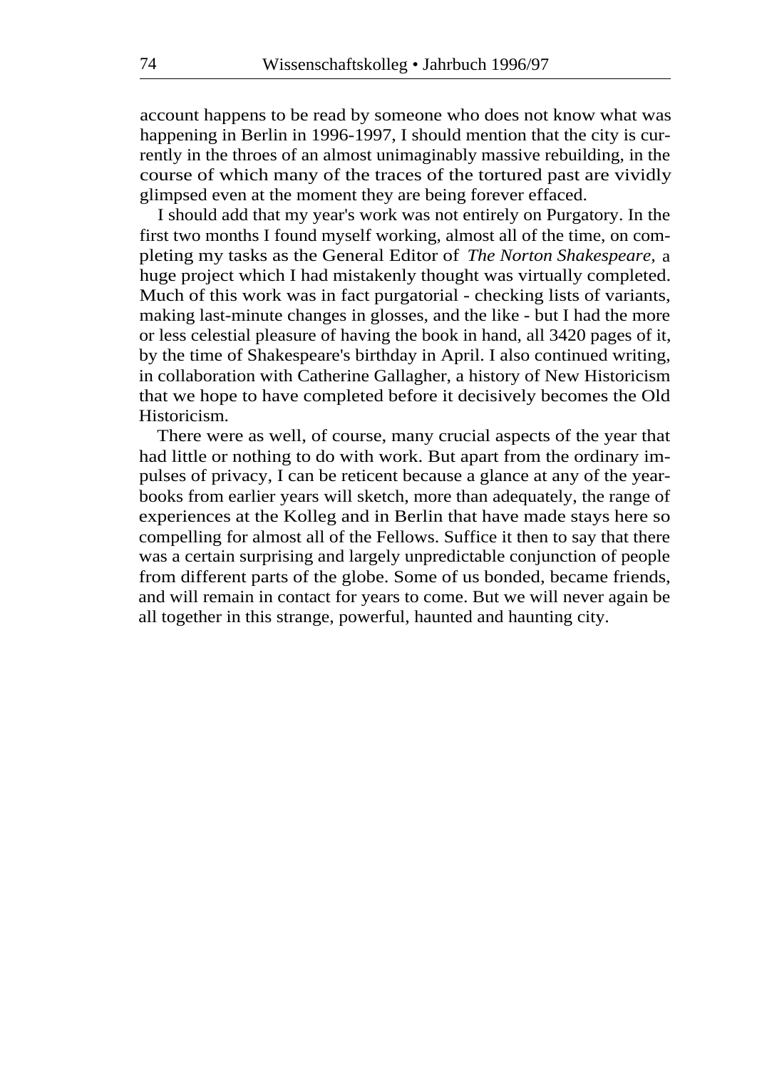account happens to be read by someone who does not know what was happening in Berlin in 1996-1997, I should mention that the city is currently in the throes of an almost unimaginably massive rebuilding, in the course of which many of the traces of the tortured past are vividly glimpsed even at the moment they are being forever effaced.

I should add that my year's work was not entirely on Purgatory. In the first two months I found myself working, almost all of the time, on completing my tasks as the General Editor of *The Norton Shakespeare,* a huge project which I had mistakenly thought was virtually completed. Much of this work was in fact purgatorial - checking lists of variants, making last-minute changes in glosses, and the like - but I had the more or less celestial pleasure of having the book in hand, all 3420 pages of it, by the time of Shakespeare's birthday in April. I also continued writing, in collaboration with Catherine Gallagher, a history of New Historicism that we hope to have completed before it decisively becomes the Old Historicism.

There were as well, of course, many crucial aspects of the year that had little or nothing to do with work. But apart from the ordinary impulses of privacy, I can be reticent because a glance at any of the yearbooks from earlier years will sketch, more than adequately, the range of experiences at the Kolleg and in Berlin that have made stays here so compelling for almost all of the Fellows. Suffice it then to say that there was a certain surprising and largely unpredictable conjunction of people from different parts of the globe. Some of us bonded, became friends, and will remain in contact for years to come. But we will never again be all together in this strange, powerful, haunted and haunting city.